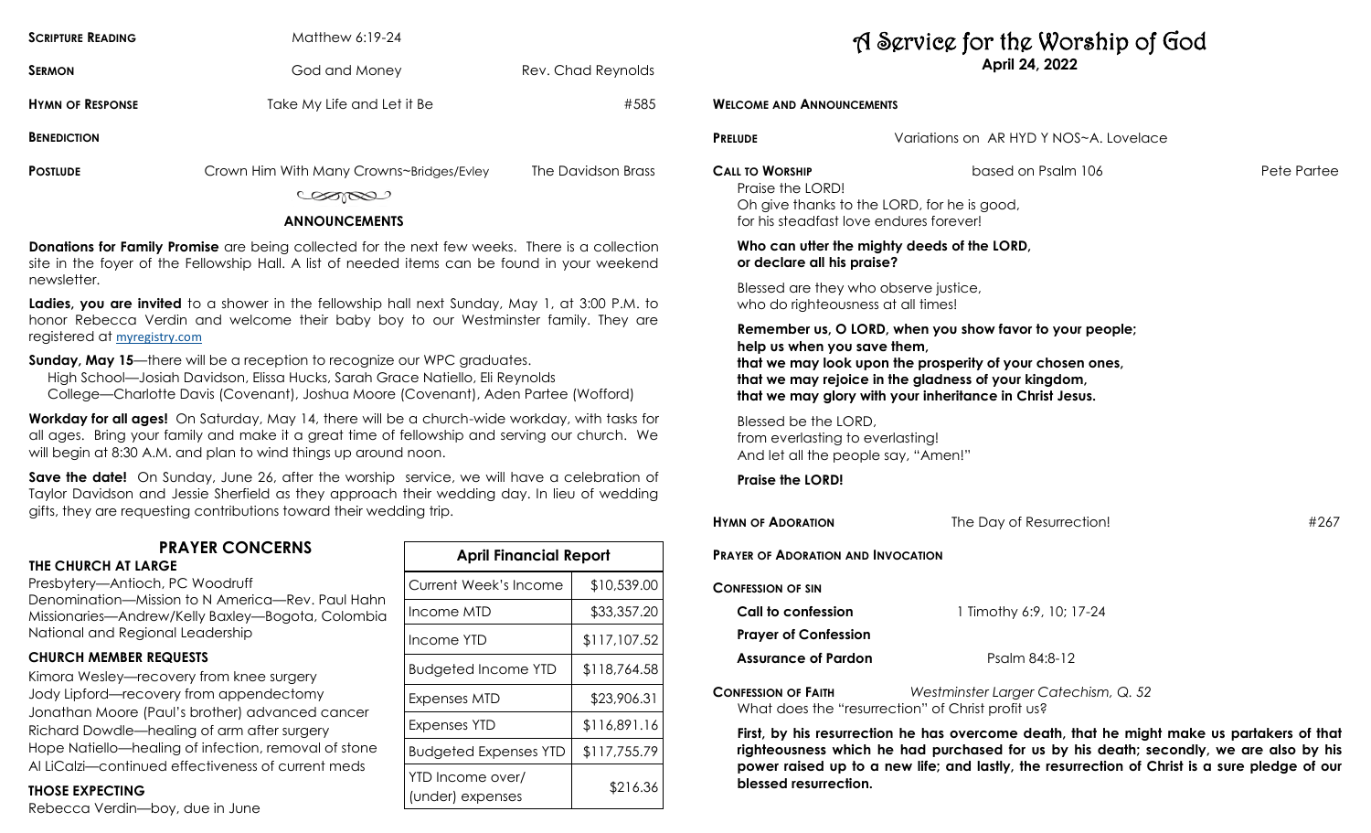**Scripture Reading** Matthew 6:19-24

**Sermon** God and Money Rev. Chad Reynolds

**Hymn of Response** Take My Life and Let it Be #585

**Benediction**

**Postlude** Crown Him With Many Crowns~Bridges/Evley The Davidson Brass

## ANNOUNCEMENTS

**Donations for Family Promise** are being collected for the next few weeks. There is a collection site in the foyer of the Fellowship Hall. A list of needed items can be found in your weekend newsletter.

**Ladies, you are invited** to a shower in the fellowship hall next Sunday, May 1, at 3:00 P.M. to honor Rebecca Verdin and welcome their baby boy to our Westminster family. They are registered at myregistry.com

**Sunday, May 15**—there will be a reception to recognize our WPC graduates.
High School—Josiah Davidson, Elissa Hucks, Sarah Grace Natiello, Eli Reynolds
College—Charlotte Davis (Covenant), Joshua Moore (Covenant), Aden Partee (Wofford)

**Workday for all ages!** On Saturday, May 14, there will be a church-wide workday, with tasks for all ages. Bring your family and make it a great time of fellowship and serving our church. We will begin at 8:30 A.M. and plan to wind things up around noon.

**Save the date!** On Sunday, June 26, after the worship service, we will have a celebration of Taylor Davidson and Jessie Sherfield as they approach their wedding day. In lieu of wedding gifts, they are requesting contributions toward their wedding trip.

## PRAYER CONCERNS

### THE CHURCH AT LARGE

Presbytery—Antioch, PC Woodruff
Denomination—Mission to N America—Rev. Paul Hahn
Missionaries—Andrew/Kelly Baxley—Bogota, Colombia
National and Regional Leadership

### CHURCH MEMBER REQUESTS

Kimora Wesley—recovery from knee surgery
Jody Lipford—recovery from appendectomy
Jonathan Moore (Paul's brother) advanced cancer
Richard Dowdle—healing of arm after surgery
Hope Natiello—healing of infection, removal of stone
Al LiCalzi—continued effectiveness of current meds

### THOSE EXPECTING

Rebecca Verdin—boy, due in June

| April Financial Report | |
|---|---|
| Current Week's Income | $10,539.00 |
| Income MTD | $33,357.20 |
| Income YTD | $117,107.52 |
| Budgeted Income YTD | $118,764.58 |
| Expenses MTD | $23,906.31 |
| Expenses YTD | $116,891.16 |
| Budgeted Expenses YTD | $117,755.79 |
| YTD Income over/ (under) expenses | $216.36 |

# A Service for the Worship of God

**April 24, 2022**

**Welcome and Announcements**

**Prelude** Variations on AR HYD Y NOS~A. Lovelace

**Call to Worship** based on Psalm 106 Pete Partee

Praise the LORD!
Oh give thanks to the LORD, for he is good,
for his steadfast love endures forever!

**Who can utter the mighty deeds of the LORD,**
**or declare all his praise?**

Blessed are they who observe justice,
who do righteousness at all times!

**Remember us, O LORD, when you show favor to your people;**
**help us when you save them,**
**that we may look upon the prosperity of your chosen ones,**
**that we may rejoice in the gladness of your kingdom,**
**that we may glory with your inheritance in Christ Jesus.**

Blessed be the LORD,
from everlasting to everlasting!
And let all the people say, "Amen!"

**Praise the LORD!**

**Hymn of Adoration** The Day of Resurrection! #267

**Prayer of Adoration and Invocation**

**Confession of Sin**

**Call to confession** 1 Timothy 6:9, 10; 17-24

**Prayer of Confession**

**Assurance of Pardon** Psalm 84:8-12

**Confession of Faith** *Westminster Larger Catechism, Q. 52*

What does the "resurrection" of Christ profit us?

**First, by his resurrection he has overcome death, that he might make us partakers of that righteousness which he had purchased for us by his death; secondly, we are also by his power raised up to a new life; and lastly, the resurrection of Christ is a sure pledge of our blessed resurrection.**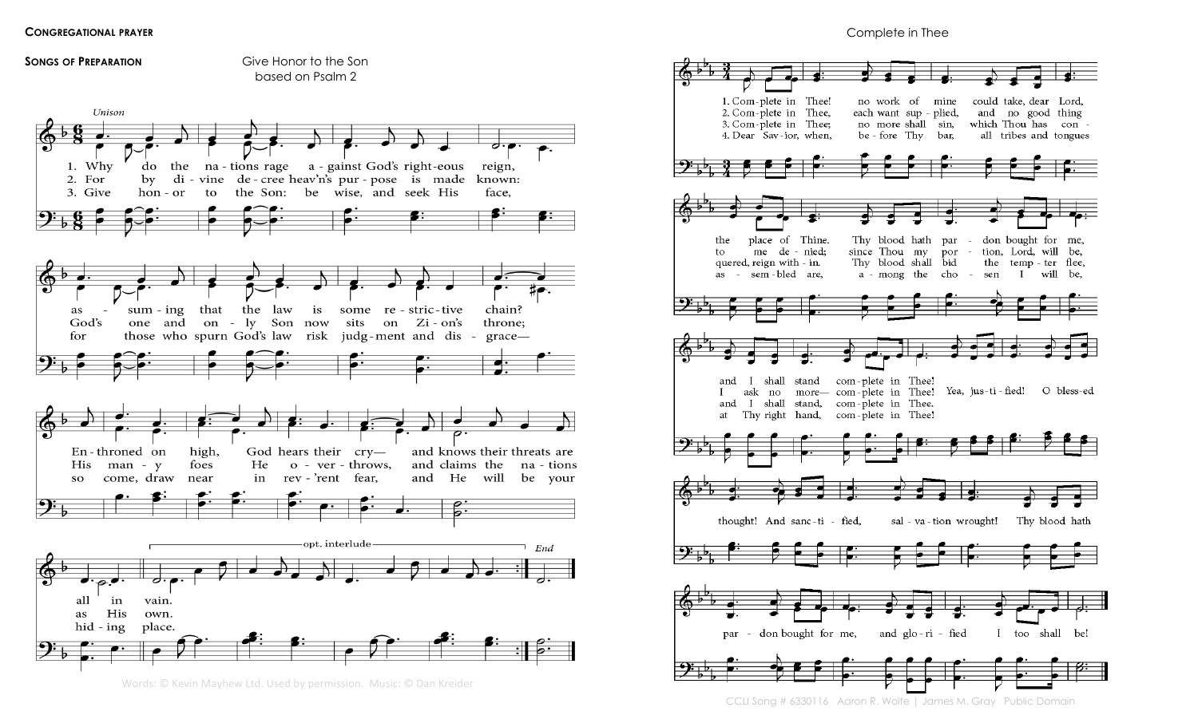**Congregational prayer**

**Songs of Preparation**

Give Honor to the Son
based on Psalm 2

*Unison*

1. Why do the na-tions rage a-gainst God's right-eous reign, as-sum-ing that the law is some re-stric-tive chain? En-throned on high, God hears their cry— and knows their threats are all in vain.
2. For by di-vine de-cree heav'n's pur-pose is made known: God's one and on-ly Son now sits on Zi-on's throne; His man-y foes He o-ver-throws, and claims the na-tions as His own.
3. Give hon-or to the Son: be wise, and seek His face, for those who spurn God's law risk judg-ment and dis-grace— so come, draw near in rev-'rent fear, and He will be your hid-ing place.

opt. interlude

*End*

Words: © Kevin Mayhew Ltd. Used by permission. Music: © Dan Kreider

Complete in Thee

1. Com-plete in Thee! no work of mine could take, dear Lord, the place of Thine. Thy blood hath par-don bought for me, and I shall stand com-plete in Thee!
2. Com-plete in Thee, each want sup-plied, and no good thing to me de-nied; since Thou my por-tion, Lord, will be, I ask no more— com-plete in Thee!
3. Com-plete in Thee; no more shall sin, which Thou has con-quered, reign with-in. Thy blood shall bid the temp-ter flee, and I shall stand, com-plete in Thee.
4. Dear Sav-ior, when, be-fore Thy bar, all tribes and tongues as-sem-bled are, a-mong the cho-sen I will be, at Thy right hand, com-plete in Thee!

Yea, jus-ti-fied! O bless-ed thought! And sanc-ti-fied, sal-va-tion wrought! Thy blood hath par-don bought for me, and glo-ri-fied I too shall be!

CCLI Song # 6330116 Aaron R. Wolfe | James M. Gray Public Domain